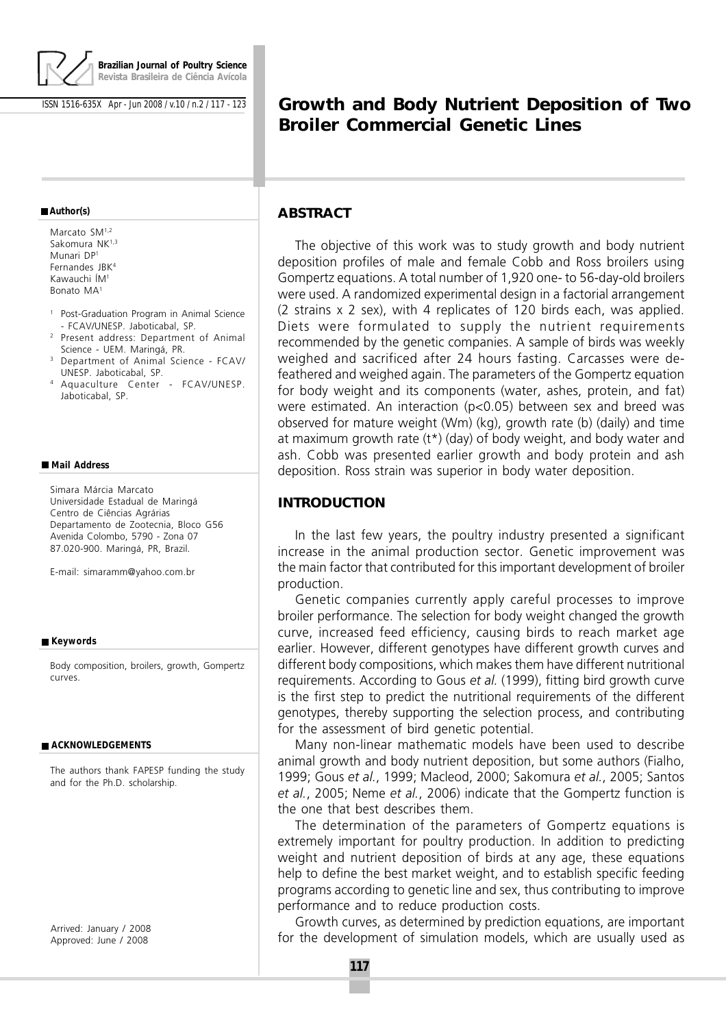# Growth and Body Nutrient Deposition of Two Broiler Commercial Genetic Lines

**Author(s)**

Marcato SM[1,2]
Sakomura NK[1,3]
Munari DP[1]
Fernandes JBK[4]
Kawauchi ÍM[1]
Bonato MA[1]

[1] Post-Graduation Program in Animal Science - FCAV/UNESP. Jaboticabal, SP.
[2] Present address: Department of Animal Science - UEM. Maringá, PR.
[3] Department of Animal Science - FCAV/UNESP. Jaboticabal, SP.
[4] Aquaculture Center - FCAV/UNESP. Jaboticabal, SP.

**Mail Address**

Simara Márcia Marcato
Universidade Estadual de Maringá
Centro de Ciências Agrárias
Departamento de Zootecnia, Bloco G56
Avenida Colombo, 5790 - Zona 07
87.020-900. Maringá, PR, Brazil.

E-mail: simaramm@yahoo.com.br

**Keywords**

Body composition, broilers, growth, Gompertz curves.

**ACKNOWLEDGEMENTS**

The authors thank FAPESP funding the study and for the Ph.D. scholarship.

Arrived: January / 2008
Approved: June / 2008

## ABSTRACT

The objective of this work was to study growth and body nutrient deposition profiles of male and female Cobb and Ross broilers using Gompertz equations. A total number of 1,920 one- to 56-day-old broilers were used. A randomized experimental design in a factorial arrangement (2 strains x 2 sex), with 4 replicates of 120 birds each, was applied. Diets were formulated to supply the nutrient requirements recommended by the genetic companies. A sample of birds was weekly weighed and sacrificed after 24 hours fasting. Carcasses were de-feathered and weighed again. The parameters of the Gompertz equation for body weight and its components (water, ashes, protein, and fat) were estimated. An interaction ($p<0.05$) between sex and breed was observed for mature weight (Wm) (kg), growth rate (b) (daily) and time at maximum growth rate (t*) (day) of body weight, and body water and ash. Cobb was presented earlier growth and body protein and ash deposition. Ross strain was superior in body water deposition.

## INTRODUCTION

In the last few years, the poultry industry presented a significant increase in the animal production sector. Genetic improvement was the main factor that contributed for this important development of broiler production.

Genetic companies currently apply careful processes to improve broiler performance. The selection for body weight changed the growth curve, increased feed efficiency, causing birds to reach market age earlier. However, different genotypes have different growth curves and different body compositions, which makes them have different nutritional requirements. According to Gous *et al.* (1999), fitting bird growth curve is the first step to predict the nutritional requirements of the different genotypes, thereby supporting the selection process, and contributing for the assessment of bird genetic potential.

Many non-linear mathematic models have been used to describe animal growth and body nutrient deposition, but some authors (Fialho, 1999; Gous *et al.*, 1999; Macleod, 2000; Sakomura *et al.*, 2005; Santos *et al.*, 2005; Neme *et al.*, 2006) indicate that the Gompertz function is the one that best describes them.

The determination of the parameters of Gompertz equations is extremely important for poultry production. In addition to predicting weight and nutrient deposition of birds at any age, these equations help to define the best market weight, and to establish specific feeding programs according to genetic line and sex, thus contributing to improve performance and to reduce production costs.

Growth curves, as determined by prediction equations, are important for the development of simulation models, which are usually used as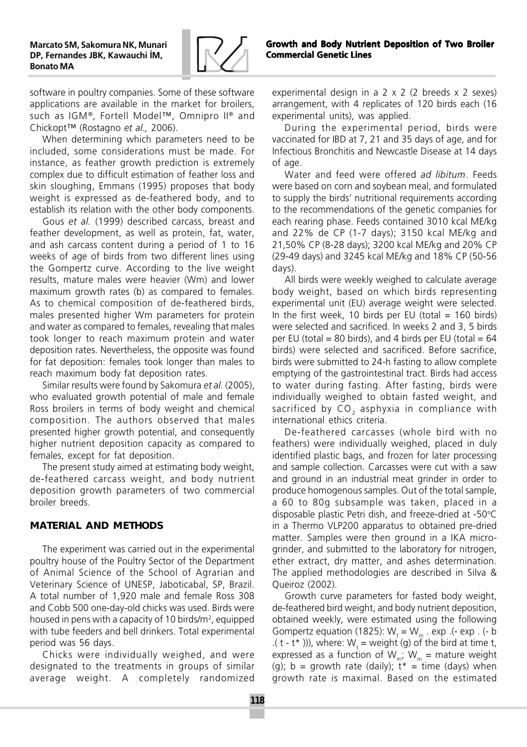software in poultry companies. Some of these software applications are available in the market for broilers, such as IGM®, Fortell Model™, Omnipro II® and Chickopt™ (Rostagno *et al.,* 2006).

When determining which parameters need to be included, some considerations must be made. For instance, as feather growth prediction is extremely complex due to difficult estimation of feather loss and skin sloughing, Emmans (1995) proposes that body weight is expressed as de-feathered body, and to establish its relation with the other body components.

Gous *et al.* (1999) described carcass, breast and feather development, as well as protein, fat, water, and ash carcass content during a period of 1 to 16 weeks of age of birds from two different lines using the Gompertz curve. According to the live weight results, mature males were heavier (Wm) and lower maximum growth rates (b) as compared to females. As to chemical composition of de-feathered birds, males presented higher Wm parameters for protein and water as compared to females, revealing that males took longer to reach maximum protein and water deposition rates. Nevertheless, the opposite was found for fat deposition: females took longer than males to reach maximum body fat deposition rates.

Similar results were found by Sakomura *et al.* (2005), who evaluated growth potential of male and female Ross broilers in terms of body weight and chemical composition. The authors observed that males presented higher growth potential, and consequently higher nutrient deposition capacity as compared to females, except for fat deposition.

The present study aimed at estimating body weight, de-feathered carcass weight, and body nutrient deposition growth parameters of two commercial broiler breeds.

## MATERIAL AND METHODS

The experiment was carried out in the experimental poultry house of the Poultry Sector of the Department of Animal Science of the School of Agrarian and Veterinary Science of UNESP, Jaboticabal, SP, Brazil. A total number of 1,920 male and female Ross 308 and Cobb 500 one-day-old chicks was used. Birds were housed in pens with a capacity of 10 birds/m², equipped with tube feeders and bell drinkers. Total experimental period was 56 days.

Chicks were individually weighed, and were designated to the treatments in groups of similar average weight. A completely randomized experimental design in a 2 x 2 (2 breeds x 2 sexes) arrangement, with 4 replicates of 120 birds each (16 experimental units), was applied.

During the experimental period, birds were vaccinated for IBD at 7, 21 and 35 days of age, and for Infectious Bronchitis and Newcastle Disease at 14 days of age.

Water and feed were offered *ad libitum*. Feeds were based on corn and soybean meal, and formulated to supply the birds' nutritional requirements according to the recommendations of the genetic companies for each rearing phase. Feeds contained 3010 kcal ME/kg and 22% de CP (1-7 days); 3150 kcal ME/kg and 21,50% CP (8-28 days); 3200 kcal ME/kg and 20% CP (29-49 days) and 3245 kcal ME/kg and 18% CP (50-56 days).

All birds were weekly weighed to calculate average body weight, based on which birds representing experimental unit (EU) average weight were selected. In the first week, 10 birds per EU (total = 160 birds) were selected and sacrificed. In weeks 2 and 3, 5 birds per EU (total = 80 birds), and 4 birds per EU (total = 64 birds) were selected and sacrificed. Before sacrifice, birds were submitted to 24-h fasting to allow complete emptying of the gastrointestinal tract. Birds had access to water during fasting. After fasting, birds were individually weighed to obtain fasted weight, and sacrificed by $CO_2$ asphyxia in compliance with international ethics criteria.

De-feathered carcasses (whole bird with no feathers) were individually weighed, placed in duly identified plastic bags, and frozen for later processing and sample collection. Carcasses were cut with a saw and ground in an industrial meat grinder in order to produce homogenous samples. Out of the total sample, a 60 to 80g subsample was taken, placed in a disposable plastic Petri dish, and freeze-dried at -50°C in a Thermo VLP200 apparatus to obtained pre-dried matter. Samples were then ground in a IKA micro-grinder, and submitted to the laboratory for nitrogen, ether extract, dry matter, and ashes determination. The applied methodologies are described in Silva & Queiroz (2002).

Growth curve parameters for fasted body weight, de-feathered bird weight, and body nutrient deposition, obtained weekly, were estimated using the following Gompertz equation (1825): $W_t = W_m \cdot \exp .(- \exp . (- b .( t - t^* )))$, where: $W_t$ = weight (g) of the bird at time t, expressed as a function of $W_m$; $W_m$ = mature weight (g); b = growth rate (daily); $t^*$ = time (days) when growth rate is maximal. Based on the estimated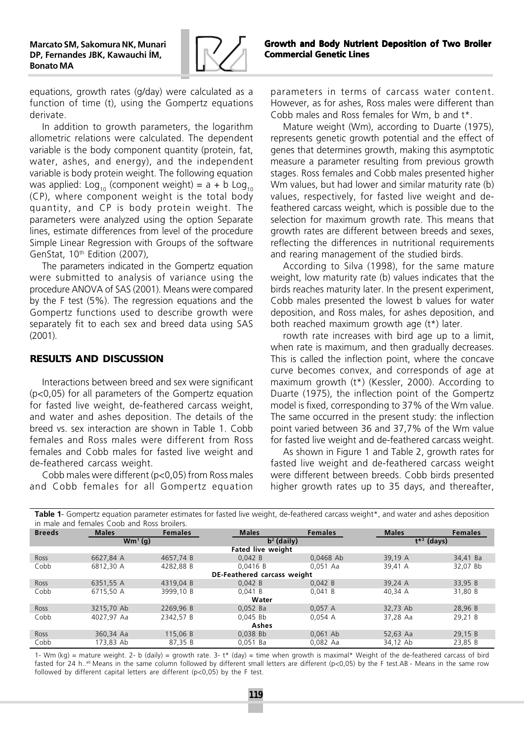equations, growth rates (g/day) were calculated as a function of time (t), using the Gompertz equations derivate.

In addition to growth parameters, the logarithm allometric relations were calculated. The dependent variable is the body component quantity (protein, fat, water, ashes, and energy), and the independent variable is body protein weight. The following equation was applied: $\text{Log}_{10}$ (component weight) = a + b $\text{Log}_{10}$ (CP), where component weight is the total body quantity, and CP is body protein weight. The parameters were analyzed using the option Separate lines, estimate differences from level of the procedure Simple Linear Regression with Groups of the software GenStat, 10th Edition (2007),

The parameters indicated in the Gompertz equation were submitted to analysis of variance using the procedure ANOVA of SAS (2001). Means were compared by the F test (5%). The regression equations and the Gompertz functions used to describe growth were separately fit to each sex and breed data using SAS (2001).

## RESULTS AND DISCUSSION

Interactions between breed and sex were significant (p<0,05) for all parameters of the Gompertz equation for fasted live weight, de-feathered carcass weight, and water and ashes deposition. The details of the breed vs. sex interaction are shown in Table 1. Cobb females and Ross males were different from Ross females and Cobb males for fasted live weight and de-feathered carcass weight.

Cobb males were different (p<0,05) from Ross males and Cobb females for all Gompertz equation parameters in terms of carcass water content. However, as for ashes, Ross males were different than Cobb males and Ross females for Wm, b and t*.

Mature weight (Wm), according to Duarte (1975), represents genetic growth potential and the effect of genes that determines growth, making this asymptotic measure a parameter resulting from previous growth stages. Ross females and Cobb males presented higher Wm values, but had lower and similar maturity rate (b) values, respectively, for fasted live weight and de-feathered carcass weight, which is possible due to the selection for maximum growth rate. This means that growth rates are different between breeds and sexes, reflecting the differences in nutritional requirements and rearing management of the studied birds.

According to Silva (1998), for the same mature weight, low maturity rate (b) values indicates that the birds reaches maturity later. In the present experiment, Cobb males presented the lowest b values for water deposition, and Ross males, for ashes deposition, and both reached maximum growth age (t*) later.

rowth rate increases with bird age up to a limit, when rate is maximum, and then gradually decreases. This is called the inflection point, where the concave curve becomes convex, and corresponds of age at maximum growth (t*) (Kessler, 2000). According to Duarte (1975), the inflection point of the Gompertz model is fixed, corresponding to 37% of the Wm value. The same occurred in the present study: the inflection point varied between 36 and 37,7% of the Wm value for fasted live weight and de-feathered carcass weight.

As shown in Figure 1 and Table 2, growth rates for fasted live weight and de-feathered carcass weight were different between breeds. Cobb birds presented higher growth rates up to 35 days, and thereafter,

**Table 1**- Gompertz equation parameter estimates for fasted live weight, de-feathered carcass weight*, and water and ashes deposition in male and females Coob and Ross broilers.

| Breeds | Males | Females | Males | Females | Males | Females |
|---|---|---|---|---|---|---|
| | Wm[1] (g) | | b[2] (daily) | | t*[3] (days) | |
| **Fated live weight** | | | | | | |
| Ross | 6627,84 A | 4657,74 B | 0,042 B | 0,0468 Ab | 39,19 A | 34,41 Ba |
| Cobb | 6812,30 A | 4282,88 B | 0,0416 B | 0,051 Aa | 39,41 A | 32,07 Bb |
| **DE-Feathered carcass weight** | | | | | | |
| Ross | 6351,55 A | 4319,04 B | 0,042 B | 0,042 B | 39,24 A | 33,95 B |
| Cobb | 6715,50 A | 3999,10 B | 0,041 B | 0,041 B | 40,34 A | 31,80 B |
| **Water** | | | | | | |
| Ross | 3215,70 Ab | 2269,96 B | 0,052 Ba | 0,057 A | 32,73 Ab | 28,96 B |
| Cobb | 4027,97 Aa | 2342,57 B | 0,045 Bb | 0,054 A | 37,28 Aa | 29,21 B |
| **Ashes** | | | | | | |
| Ross | 360,34 Aa | 115,06 B | 0,038 Bb | 0,061 Ab | 52,63 Aa | 29,15 B |
| Cobb | 173,83 Ab | 87,35 B | 0,051 Ba | 0,082 Aa | 34,12 Ab | 23,85 B |

1- Wm (kg) = mature weight. 2- b (daily) = growth rate. 3- t* (day) = time when growth is maximal* Weight of the de-feathered carcass of bird fasted for 24 h..ab Means in the same column followed by different small letters are different (p<0,05) by the F test.AB - Means in the same row followed by different capital letters are different (p<0,05) by the F test.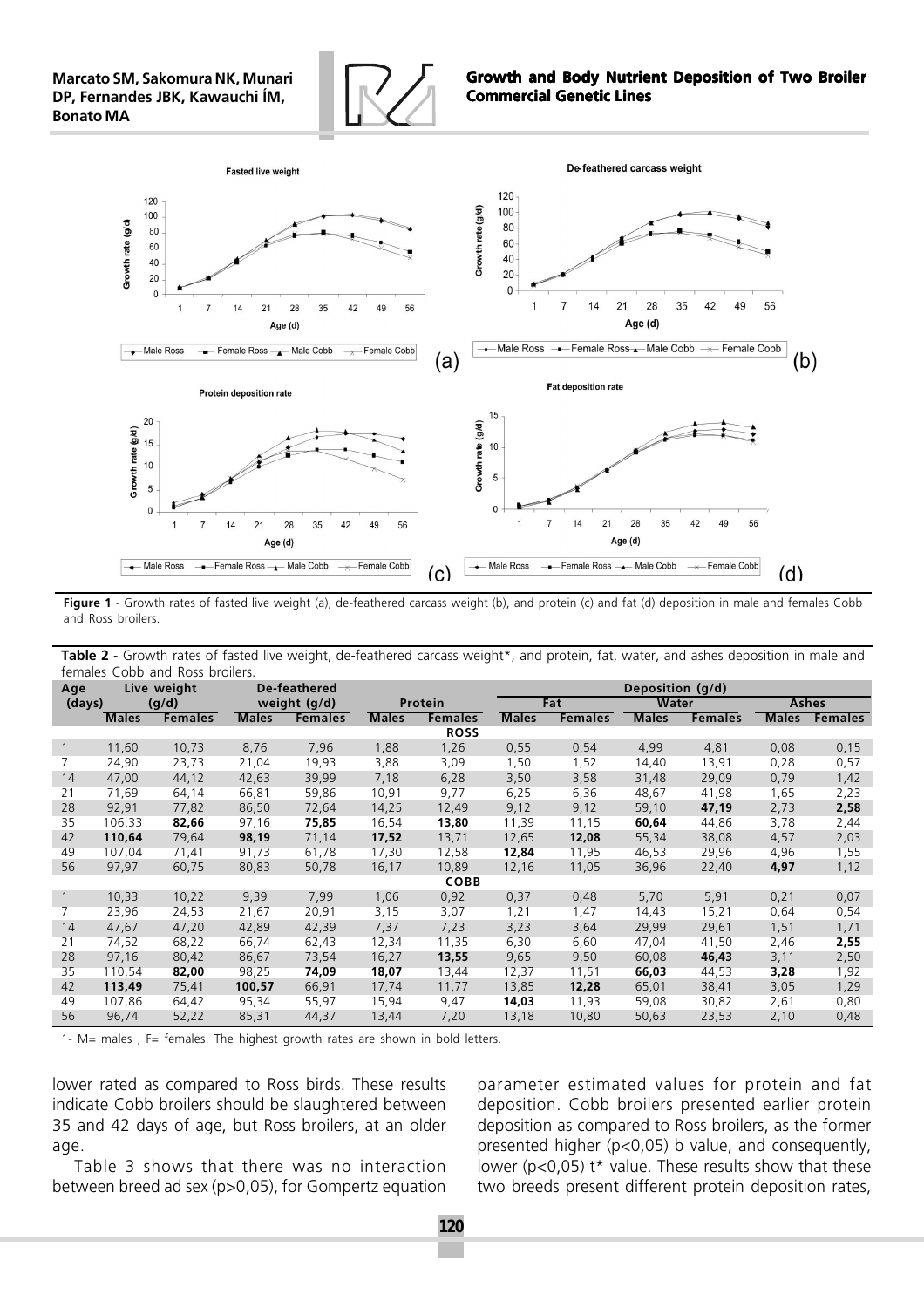Figure 1 - Growth rates of fasted live weight (a), de-feathered carcass weight (b), and protein (c) and fat (d) deposition in male and females Cobb and Ross broilers.

**Table 2** - Growth rates of fasted live weight, de-feathered carcass weight*, and protein, fat, water, and ashes deposition in male and females Cobb and Ross broilers.

| Age (days) | Live weight (g/d) | | De-feathered weight (g/d) | | Deposition (g/d) | | | | | | | |
|---|---|---|---|---|---|---|---|---|---|---|---|---|
| | | | | | Protein | | Fat | | Water | | Ashes | |
| | Males | Females | Males | Females | Males | Females | Males | Females | Males | Females | Males | Females |
| | | | | | | **ROSS** | | | | | | |
| 1 | 11,60 | 10,73 | 8,76 | 7,96 | 1,88 | 1,26 | 0,55 | 0,54 | 4,99 | 4,81 | 0,08 | 0,15 |
| 7 | 24,90 | 23,73 | 21,04 | 19,93 | 3,88 | 3,09 | 1,50 | 1,52 | 14,40 | 13,91 | 0,28 | 0,57 |
| 14 | 47,00 | 44,12 | 42,63 | 39,99 | 7,18 | 6,28 | 3,50 | 3,58 | 31,48 | 29,09 | 0,79 | 1,42 |
| 21 | 71,69 | 64,14 | 66,81 | 59,86 | 10,91 | 9,77 | 6,25 | 6,36 | 48,67 | 41,98 | 1,65 | 2,23 |
| 28 | 92,91 | 77,82 | 86,50 | 72,64 | 14,25 | 12,49 | 9,12 | 9,12 | 59,10 | **47,19** | 2,73 | **2,58** |
| 35 | 106,33 | **82,66** | 97,16 | **75,85** | 16,54 | **13,80** | 11,39 | 11,15 | **60,64** | 44,86 | 3,78 | 2,44 |
| 42 | **110,64** | 79,64 | **98,19** | 71,14 | **17,52** | 13,71 | 12,65 | **12,08** | 55,34 | 38,08 | 4,57 | 2,03 |
| 49 | 107,04 | 71,41 | 91,73 | 61,78 | 17,30 | 12,58 | **12,84** | 11,95 | 46,53 | 29,96 | 4,96 | 1,55 |
| 56 | 97,97 | 60,75 | 80,83 | 50,78 | 16,17 | 10,89 | 12,16 | 11,05 | 36,96 | 22,40 | **4,97** | 1,12 |
| | | | | | | **COBB** | | | | | | |
| 1 | 10,33 | 10,22 | 9,39 | 7,99 | 1,06 | 0,92 | 0,37 | 0,48 | 5,70 | 5,91 | 0,21 | 0,07 |
| 7 | 23,96 | 24,53 | 21,67 | 20,91 | 3,15 | 3,07 | 1,21 | 1,47 | 14,43 | 15,21 | 0,64 | 0,54 |
| 14 | 47,67 | 47,20 | 42,89 | 42,39 | 7,37 | 7,23 | 3,23 | 3,64 | 29,99 | 29,61 | 1,51 | 1,71 |
| 21 | 74,52 | 68,22 | 66,74 | 62,43 | 12,34 | 11,35 | 6,30 | 6,60 | 47,04 | 41,50 | 2,46 | **2,55** |
| 28 | 97,16 | 80,42 | 86,67 | 73,54 | 16,27 | **13,55** | 9,65 | 9,50 | 60,08 | **46,43** | 3,11 | 2,50 |
| 35 | 110,54 | **82,00** | 98,25 | **74,09** | **18,07** | 13,44 | 12,37 | 11,51 | **66,03** | 44,53 | **3,28** | 1,92 |
| 42 | **113,49** | 75,41 | **100,57** | 66,91 | 17,74 | 11,77 | 13,85 | **12,28** | 65,01 | 38,41 | 3,05 | 1,29 |
| 49 | 107,86 | 64,42 | 95,34 | 55,97 | 15,94 | 9,47 | **14,03** | 11,93 | 59,08 | 30,82 | 2,61 | 0,80 |
| 56 | 96,74 | 52,22 | 85,31 | 44,37 | 13,44 | 7,20 | 13,18 | 10,80 | 50,63 | 23,53 | 2,10 | 0,48 |

1- M= males , F= females. The highest growth rates are shown in bold letters.

lower rated as compared to Ross birds. These results indicate Cobb broilers should be slaughtered between 35 and 42 days of age, but Ross broilers, at an older age.

Table 3 shows that there was no interaction between breed ad sex ($p>0,05$), for Gompertz equation parameter estimated values for protein and fat deposition. Cobb broilers presented earlier protein deposition as compared to Ross broilers, as the former presented higher ($p<0,05$) b value, and consequently, lower ($p<0,05$) t* value. These results show that these two breeds present different protein deposition rates,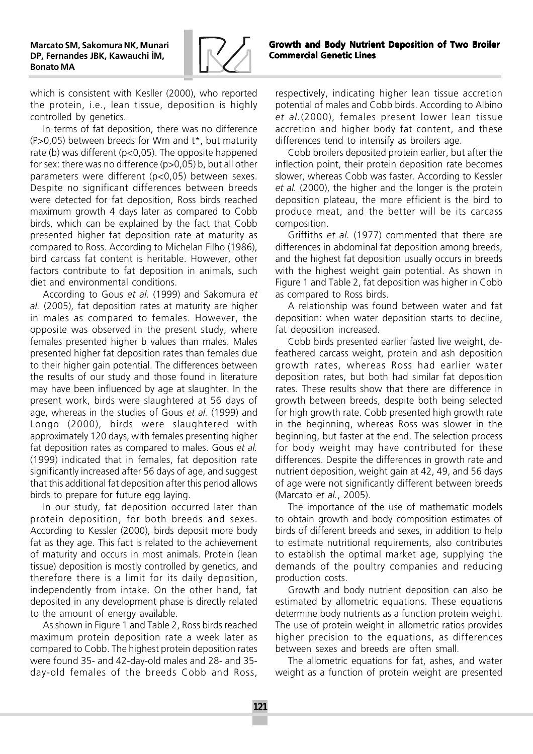which is consistent with Kesller (2000), who reported the protein, i.e., lean tissue, deposition is highly controlled by genetics.

In terms of fat deposition, there was no difference (P>0,05) between breeds for Wm and t*, but maturity rate (b) was different (p<0,05). The opposite happened for sex: there was no difference (p>0,05) b, but all other parameters were different (p<0,05) between sexes. Despite no significant differences between breeds were detected for fat deposition, Ross birds reached maximum growth 4 days later as compared to Cobb birds, which can be explained by the fact that Cobb presented higher fat deposition rate at maturity as compared to Ross. According to Michelan Filho (1986), bird carcass fat content is heritable. However, other factors contribute to fat deposition in animals, such diet and environmental conditions.

According to Gous *et al.* (1999) and Sakomura *et al.* (2005), fat deposition rates at maturity are higher in males as compared to females. However, the opposite was observed in the present study, where females presented higher b values than males. Males presented higher fat deposition rates than females due to their higher gain potential. The differences between the results of our study and those found in literature may have been influenced by age at slaughter. In the present work, birds were slaughtered at 56 days of age, whereas in the studies of Gous *et al.* (1999) and Longo (2000), birds were slaughtered with approximately 120 days, with females presenting higher fat deposition rates as compared to males. Gous *et al.* (1999) indicated that in females, fat deposition rate significantly increased after 56 days of age, and suggest that this additional fat deposition after this period allows birds to prepare for future egg laying.

In our study, fat deposition occurred later than protein deposition, for both breeds and sexes. According to Kessler (2000), birds deposit more body fat as they age. This fact is related to the achievement of maturity and occurs in most animals. Protein (lean tissue) deposition is mostly controlled by genetics, and therefore there is a limit for its daily deposition, independently from intake. On the other hand, fat deposited in any development phase is directly related to the amount of energy available.

As shown in Figure 1 and Table 2, Ross birds reached maximum protein deposition rate a week later as compared to Cobb. The highest protein deposition rates were found 35- and 42-day-old males and 28- and 35-day-old females of the breeds Cobb and Ross, respectively, indicating higher lean tissue accretion potential of males and Cobb birds. According to Albino *et al.*(2000), females present lower lean tissue accretion and higher body fat content, and these differences tend to intensify as broilers age.

Cobb broilers deposited protein earlier, but after the inflection point, their protein deposition rate becomes slower, whereas Cobb was faster. According to Kessler *et al.* (2000), the higher and the longer is the protein deposition plateau, the more efficient is the bird to produce meat, and the better will be its carcass composition.

Griffiths *et al.* (1977) commented that there are differences in abdominal fat deposition among breeds, and the highest fat deposition usually occurs in breeds with the highest weight gain potential. As shown in Figure 1 and Table 2, fat deposition was higher in Cobb as compared to Ross birds.

A relationship was found between water and fat deposition: when water deposition starts to decline, fat deposition increased.

Cobb birds presented earlier fasted live weight, de-feathered carcass weight, protein and ash deposition growth rates, whereas Ross had earlier water deposition rates, but both had similar fat deposition rates. These results show that there are difference in growth between breeds, despite both being selected for high growth rate. Cobb presented high growth rate in the beginning, whereas Ross was slower in the beginning, but faster at the end. The selection process for body weight may have contributed for these differences. Despite the differences in growth rate and nutrient deposition, weight gain at 42, 49, and 56 days of age were not significantly different between breeds (Marcato *et al.*, 2005).

The importance of the use of mathematic models to obtain growth and body composition estimates of birds of different breeds and sexes, in addition to help to estimate nutritional requirements, also contributes to establish the optimal market age, supplying the demands of the poultry companies and reducing production costs.

Growth and body nutrient deposition can also be estimated by allometric equations. These equations determine body nutrients as a function protein weight. The use of protein weight in allometric ratios provides higher precision to the equations, as differences between sexes and breeds are often small.

The allometric equations for fat, ashes, and water weight as a function of protein weight are presented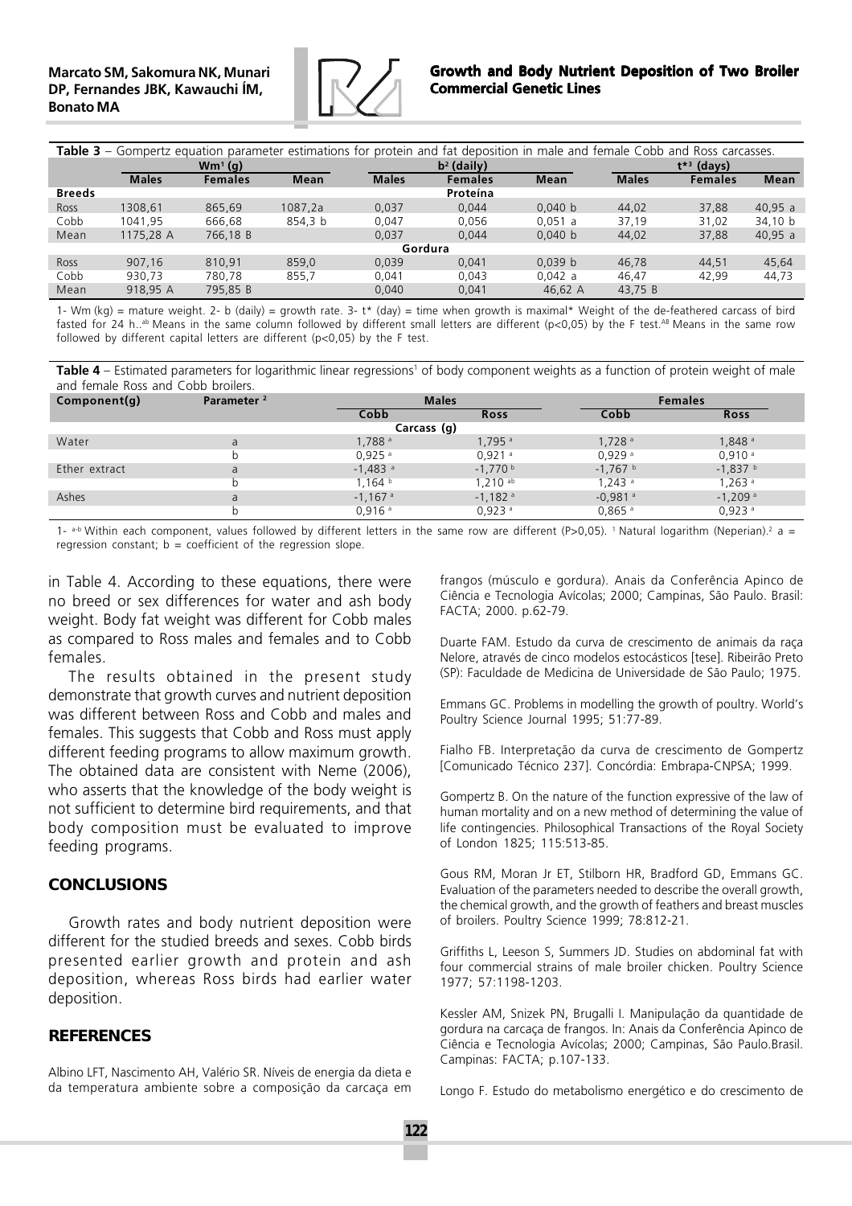**Table 3** – Gompertz equation parameter estimations for protein and fat deposition in male and female Cobb and Ross carcasses.

| | Wm[1] (g) | | | $b^2$ (daily) | | | t*[3] (days) | | |
|---|---|---|---|---|---|---|---|---|---|
| | Males | Females | Mean | Males | Females | Mean | Males | Females | Mean |
| **Breeds** | | | | Proteína | | | | | |
| Ross | 1308,61 | 865,69 | 1087,2a | 0,037 | 0,044 | 0,040 b | 44,02 | 37,88 | 40,95 a |
| Cobb | 1041,95 | 666,68 | 854,3 b | 0,047 | 0,056 | 0,051 a | 37,19 | 31,02 | 34,10 b |
| Mean | 1175,28 A | 766,18 B | | 0,037 | 0,044 | 0,040 b | 44,02 | 37,88 | 40,95 a |
| | | | | Gordura | | | | | |
| Ross | 907,16 | 810,91 | 859,0 | 0,039 | 0,041 | 0,039 b | 46,78 | 44,51 | 45,64 |
| Cobb | 930,73 | 780,78 | 855,7 | 0,041 | 0,043 | 0,042 a | 46,47 | 42,99 | 44,73 |
| Mean | 918,95 A | 795,85 B | | 0,040 | 0,041 | 46,62 A | 43,75 B | | |

1- Wm (kg) = mature weight. 2- b (daily) = growth rate. 3- t* (day) = time when growth is maximal* Weight of the de-feathered carcass of bird fasted for 24 h..[ab] Means in the same column followed by different small letters are different (p<0,05) by the F test.[AB] Means in the same row followed by different capital letters are different (p<0,05) by the F test.

**Table 4** – Estimated parameters for logarithmic linear regressions[1] of body component weights as a function of protein weight of male and female Ross and Cobb broilers.

| Component(g) | Parameter [2] | Males | | Females | |
|---|---|---|---|---|---|
| | | Cobb | Ross | Cobb | Ross |
| | | Carcass (g) | | | |
| Water | a | 1,788 [a] | 1,795 [a] | 1,728 [a] | 1,848 [a] |
| | b | 0,925 [a] | 0,921 [a] | 0,929 [a] | 0,910 [a] |
| Ether extract | a | -1,483 [a] | -1,770 [b] | -1,767 [b] | -1,837 [b] |
| | b | 1,164 [b] | 1,210 [ab] | 1,243 [a] | 1,263 [a] |
| Ashes | a | -1,167 [a] | -1,182 [a] | -0,981 [a] | -1,209 [a] |
| | b | 0,916 [a] | 0,923 [a] | 0,865 [a] | 0,923 [a] |

1- [a-b] Within each component, values followed by different letters in the same row are different (P>0,05). [1] Natural logarithm (Neperian).[2] a = regression constant; b = coefficient of the regression slope.

in Table 4. According to these equations, there were no breed or sex differences for water and ash body weight. Body fat weight was different for Cobb males as compared to Ross males and females and to Cobb females.

The results obtained in the present study demonstrate that growth curves and nutrient deposition was different between Ross and Cobb and males and females. This suggests that Cobb and Ross must apply different feeding programs to allow maximum growth. The obtained data are consistent with Neme (2006), who asserts that the knowledge of the body weight is not sufficient to determine bird requirements, and that body composition must be evaluated to improve feeding programs.

## CONCLUSIONS

Growth rates and body nutrient deposition were different for the studied breeds and sexes. Cobb birds presented earlier growth and protein and ash deposition, whereas Ross birds had earlier water deposition.

## REFERENCES

Albino LFT, Nascimento AH, Valério SR. Níveis de energia da dieta e da temperatura ambiente sobre a composição da carcaça em frangos (músculo e gordura). Anais da Conferência Apinco de Ciência e Tecnologia Avícolas; 2000; Campinas, São Paulo. Brasil: FACTA; 2000. p.62-79.

Duarte FAM. Estudo da curva de crescimento de animais da raça Nelore, através de cinco modelos estocásticos [tese]. Ribeirão Preto (SP): Faculdade de Medicina de Universidade de São Paulo; 1975.

Emmans GC. Problems in modelling the growth of poultry. World's Poultry Science Journal 1995; 51:77-89.

Fialho FB. Interpretação da curva de crescimento de Gompertz [Comunicado Técnico 237]. Concórdia: Embrapa-CNPSA; 1999.

Gompertz B. On the nature of the function expressive of the law of human mortality and on a new method of determining the value of life contingencies. Philosophical Transactions of the Royal Society of London 1825; 115:513-85.

Gous RM, Moran Jr ET, Stilborn HR, Bradford GD, Emmans GC. Evaluation of the parameters needed to describe the overall growth, the chemical growth, and the growth of feathers and breast muscles of broilers. Poultry Science 1999; 78:812-21.

Griffiths L, Leeson S, Summers JD. Studies on abdominal fat with four commercial strains of male broiler chicken. Poultry Science 1977; 57:1198-1203.

Kessler AM, Snizek PN, Brugalli I. Manipulação da quantidade de gordura na carcaça de frangos. In: Anais da Conferência Apinco de Ciência e Tecnologia Avícolas; 2000; Campinas, São Paulo.Brasil. Campinas: FACTA; p.107-133.

Longo F. Estudo do metabolismo energético e do crescimento de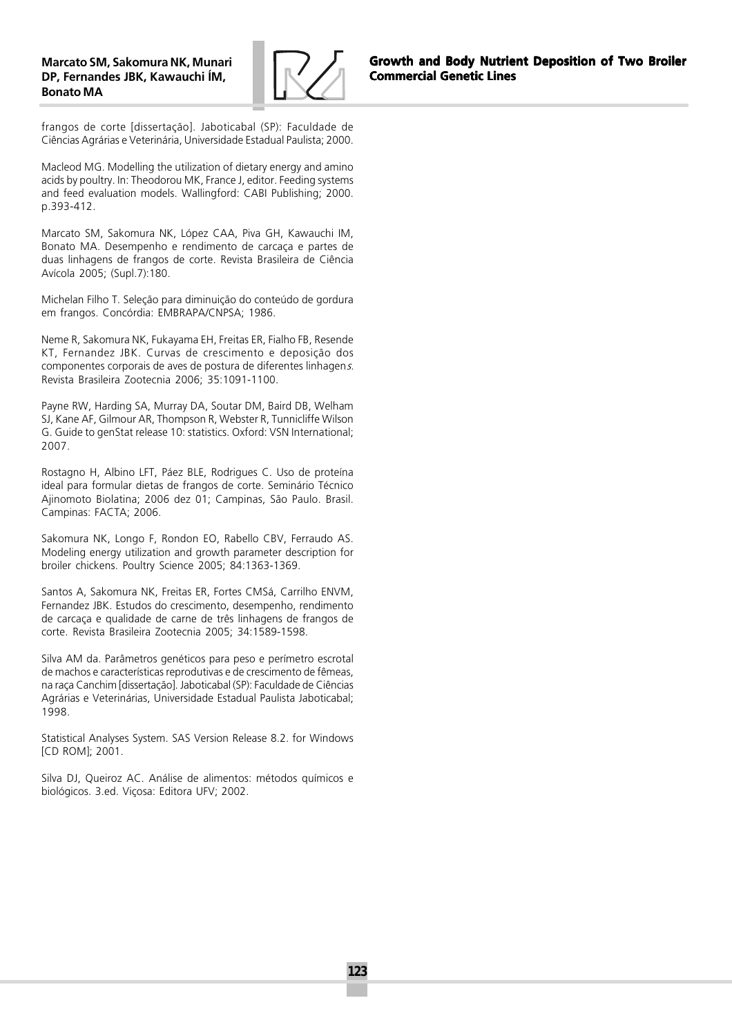frangos de corte [dissertação]. Jaboticabal (SP): Faculdade de Ciências Agrárias e Veterinária, Universidade Estadual Paulista; 2000.

Macleod MG. Modelling the utilization of dietary energy and amino acids by poultry. In: Theodorou MK, France J, editor. Feeding systems and feed evaluation models. Wallingford: CABI Publishing; 2000. p.393-412.

Marcato SM, Sakomura NK, López CAA, Piva GH, Kawauchi IM, Bonato MA. Desempenho e rendimento de carcaça e partes de duas linhagens de frangos de corte. Revista Brasileira de Ciência Avícola 2005; (Supl.7):180.

Michelan Filho T. Seleção para diminuição do conteúdo de gordura em frangos. Concórdia: EMBRAPA/CNPSA; 1986.

Neme R, Sakomura NK, Fukayama EH, Freitas ER, Fialho FB, Resende KT, Fernandez JBK. Curvas de crescimento e deposição dos componentes corporais de aves de postura de diferentes linhagen*s*. Revista Brasileira Zootecnia 2006; 35:1091-1100.

Payne RW, Harding SA, Murray DA, Soutar DM, Baird DB, Welham SJ, Kane AF, Gilmour AR, Thompson R, Webster R, Tunnicliffe Wilson G. Guide to genStat release 10: statistics. Oxford: VSN International; 2007.

Rostagno H, Albino LFT, Páez BLE, Rodrigues C. Uso de proteína ideal para formular dietas de frangos de corte. Seminário Técnico Ajinomoto Biolatina; 2006 dez 01; Campinas, São Paulo. Brasil. Campinas: FACTA; 2006.

Sakomura NK, Longo F, Rondon EO, Rabello CBV, Ferraudo AS. Modeling energy utilization and growth parameter description for broiler chickens. Poultry Science 2005; 84:1363-1369.

Santos A, Sakomura NK, Freitas ER, Fortes CMSá, Carrilho ENVM, Fernandez JBK. Estudos do crescimento, desempenho, rendimento de carcaça e qualidade de carne de três linhagens de frangos de corte. Revista Brasileira Zootecnia 2005; 34:1589-1598.

Silva AM da. Parâmetros genéticos para peso e perímetro escrotal de machos e características reprodutivas e de crescimento de fêmeas, na raça Canchim [dissertação]. Jaboticabal (SP): Faculdade de Ciências Agrárias e Veterinárias, Universidade Estadual Paulista Jaboticabal; 1998.

Statistical Analyses System. SAS Version Release 8.2. for Windows [CD ROM]; 2001.

Silva DJ, Queiroz AC. Análise de alimentos: métodos químicos e biológicos. 3.ed. Viçosa: Editora UFV; 2002.